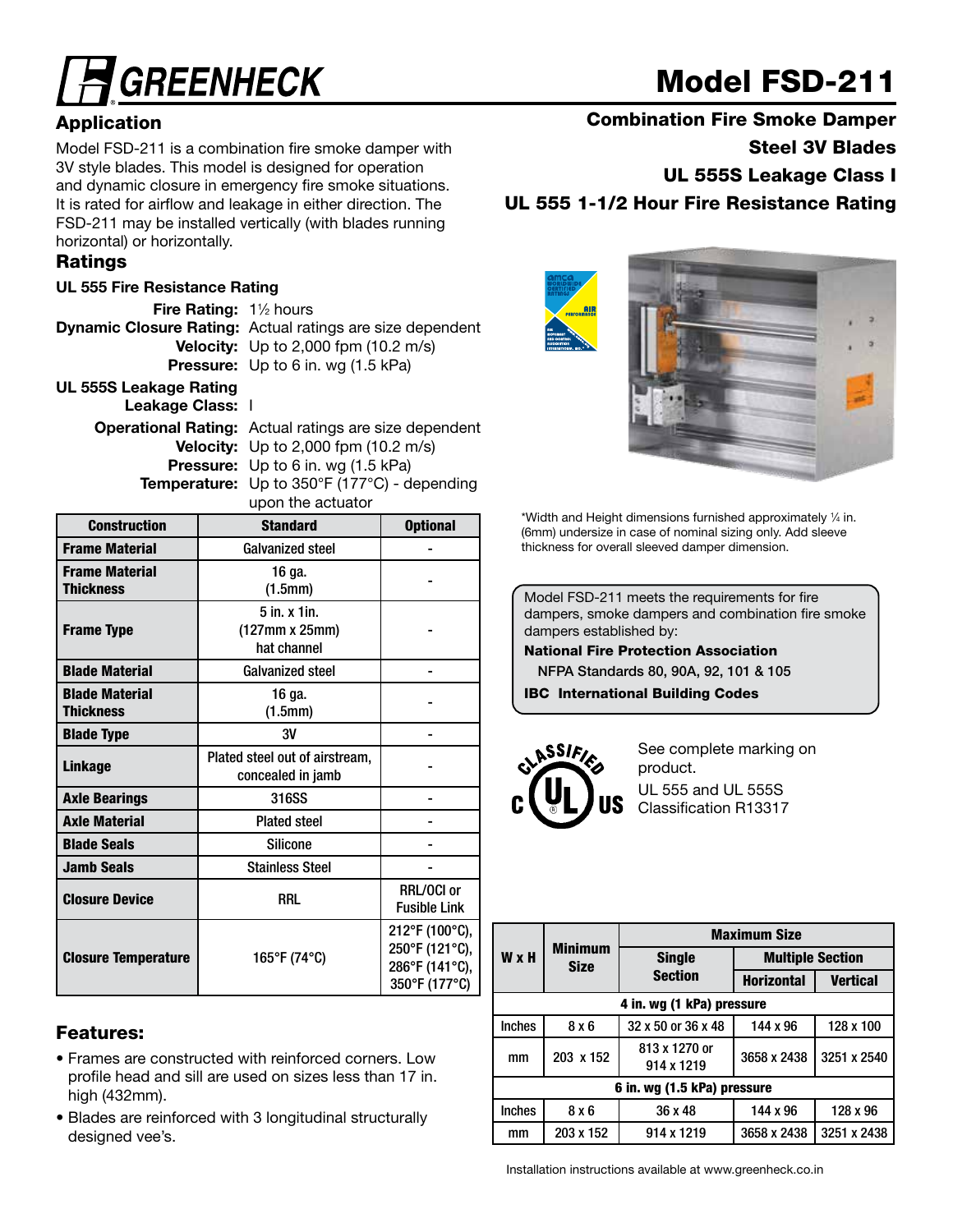# GREENHECK

# Model FSD-211

**Combination Fire Smoke Damper**

**Steel 3V Blades**

**UL 555S Leakage Class I**

**UL 555 1-1/2 Hour Fire Resistance Rating**

## Application

Model FSD-211 is a combination fire smoke damper with 3V style blades. This model is designed for operation and dynamic closure in emergency fire smoke situations. It is rated for airflow and leakage in either direction. The FSD-211 may be installed vertically (with blades running horizontal) or horizontally.

## Ratings

### UL 555 Fire Resistance Rating

**Fire Rating:** 1½ hours

**Dynamic Closure Rating:** Actual ratings are size dependent

**Velocity:** Up to 2,000 fpm (10.2 m/s)

**Pressure:** Up to 6 in. wg (1.5 kPa)

### UL 555S Leakage Rating

**Leakage Class:** I

**Operational Rating:** Actual ratings are size dependent

**Velocity:** Up to 2,000 fpm (10.2 m/s)

**Pressure:** Up to 6 in. wg (1.5 kPa)

**Temperature:** Up to 350°F (177°C) - depending upon the actuator

| Construction | Standard | Optional |
|---|---|---|
| **Frame Material** | Galvanized steel | - |
| **Frame Material Thickness** | 16 ga. (1.5mm) | - |
| **Frame Type** | 5 in. x 1in. (127mm x 25mm) hat channel | - |
| **Blade Material** | Galvanized steel | - |
| **Blade Material Thickness** | 16 ga. (1.5mm) | - |
| **Blade Type** | 3V | - |
| **Linkage** | Plated steel out of airstream, concealed in jamb | - |
| **Axle Bearings** | 316SS | - |
| **Axle Material** | Plated steel | - |
| **Blade Seals** | Silicone | - |
| **Jamb Seals** | Stainless Steel | - |
| **Closure Device** | RRL | RRL/OCI or Fusible Link |
| **Closure Temperature** | 165°F (74°C) | 212°F (100°C), 250°F (121°C), 286°F (141°C), 350°F (177°C) |

## Features:

- Frames are constructed with reinforced corners. Low profile head and sill are used on sizes less than 17 in. high (432mm).
- Blades are reinforced with 3 longitudinal structurally designed vee's.

*Width and Height dimensions furnished approximately ¼ in. (6mm) undersize in case of nominal sizing only. Add sleeve thickness for overall sleeved damper dimension.

Model FSD-211 meets the requirements for fire dampers, smoke dampers and combination fire smoke dampers established by:

**National Fire Protection Association**

NFPA Standards 80, 90A, 92, 101 & 105

**IBC International Building Codes**

See complete marking on product.

UL 555 and UL 555S Classification R13317

| W x H | Minimum Size | Maximum Size | | |
|---|---|---|---|---|
| | | Single Section | Multiple Section | |
| | | | Horizontal | Vertical |
| **4 in. wg (1 kPa) pressure** | | | | |
| Inches | 8 x 6 | 32 x 50 or 36 x 48 | 144 x 96 | 128 x 100 |
| mm | 203 x 152 | 813 x 1270 or 914 x 1219 | 3658 x 2438 | 3251 x 2540 |
| **6 in. wg (1.5 kPa) pressure** | | | | |
| Inches | 8 x 6 | 36 x 48 | 144 x 96 | 128 x 96 |
| mm | 203 x 152 | 914 x 1219 | 3658 x 2438 | 3251 x 2438 |

Installation instructions available at www.greenheck.co.in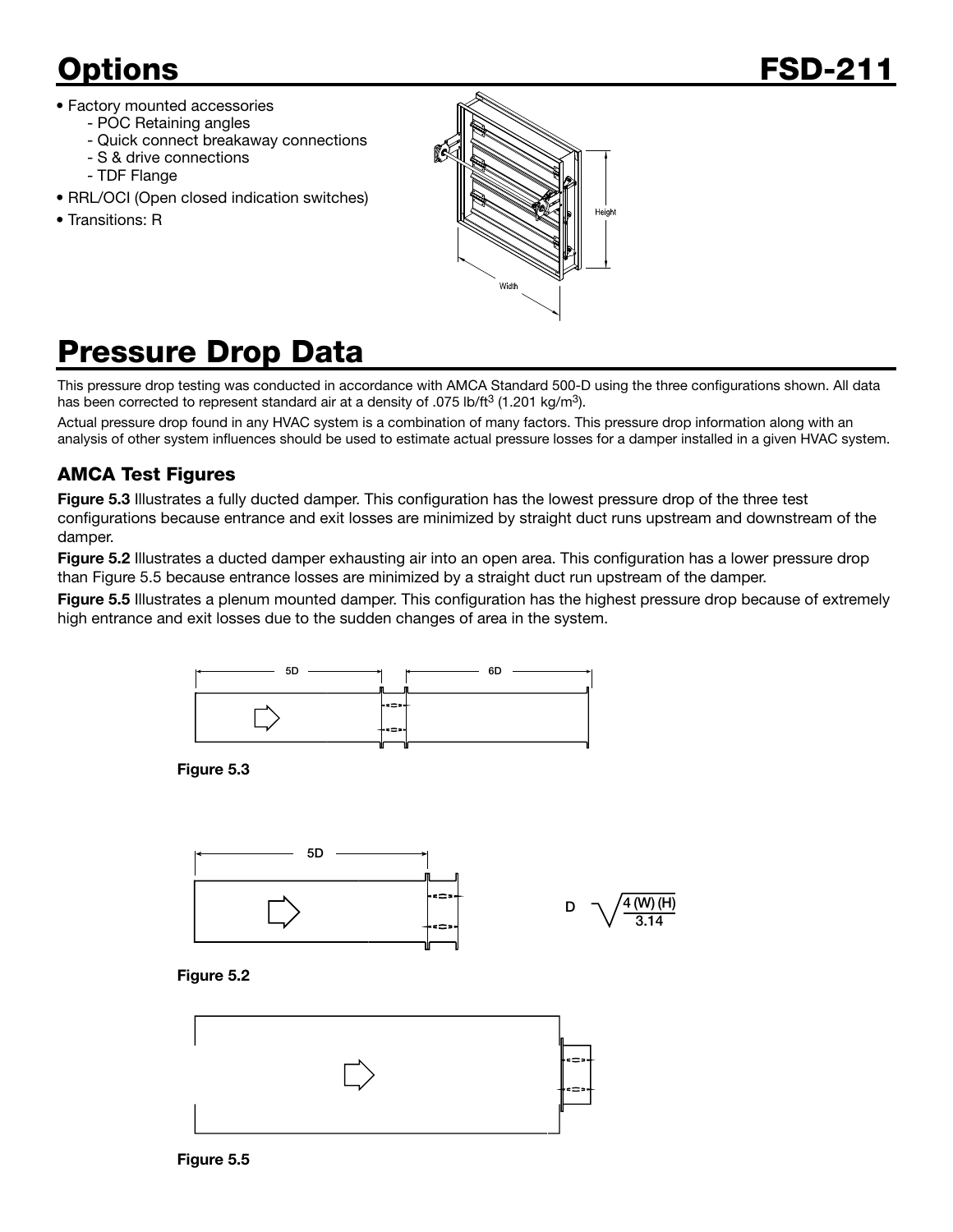# Options

FSD-211

- Factory mounted accessories
  - POC Retaining angles
  - Quick connect breakaway connections
  - S & drive connections
  - TDF Flange
- RRL/OCI (Open closed indication switches)
- Transitions: R

# Pressure Drop Data

This pressure drop testing was conducted in accordance with AMCA Standard 500-D using the three configurations shown. All data has been corrected to represent standard air at a density of .075 lb/ft$^3$ (1.201 kg/m$^3$).

Actual pressure drop found in any HVAC system is a combination of many factors. This pressure drop information along with an analysis of other system influences should be used to estimate actual pressure losses for a damper installed in a given HVAC system.

### AMCA Test Figures

**Figure 5.3** Illustrates a fully ducted damper. This configuration has the lowest pressure drop of the three test configurations because entrance and exit losses are minimized by straight duct runs upstream and downstream of the damper.

**Figure 5.2** Illustrates a ducted damper exhausting air into an open area. This configuration has a lower pressure drop than Figure 5.5 because entrance losses are minimized by a straight duct run upstream of the damper.

**Figure 5.5** Illustrates a plenum mounted damper. This configuration has the highest pressure drop because of extremely high entrance and exit losses due to the sudden changes of area in the system.

**Figure 5.3**

$$D = \sqrt{\frac{4\,(W)\,(H)}{3.14}}$$

**Figure 5.2**

**Figure 5.5**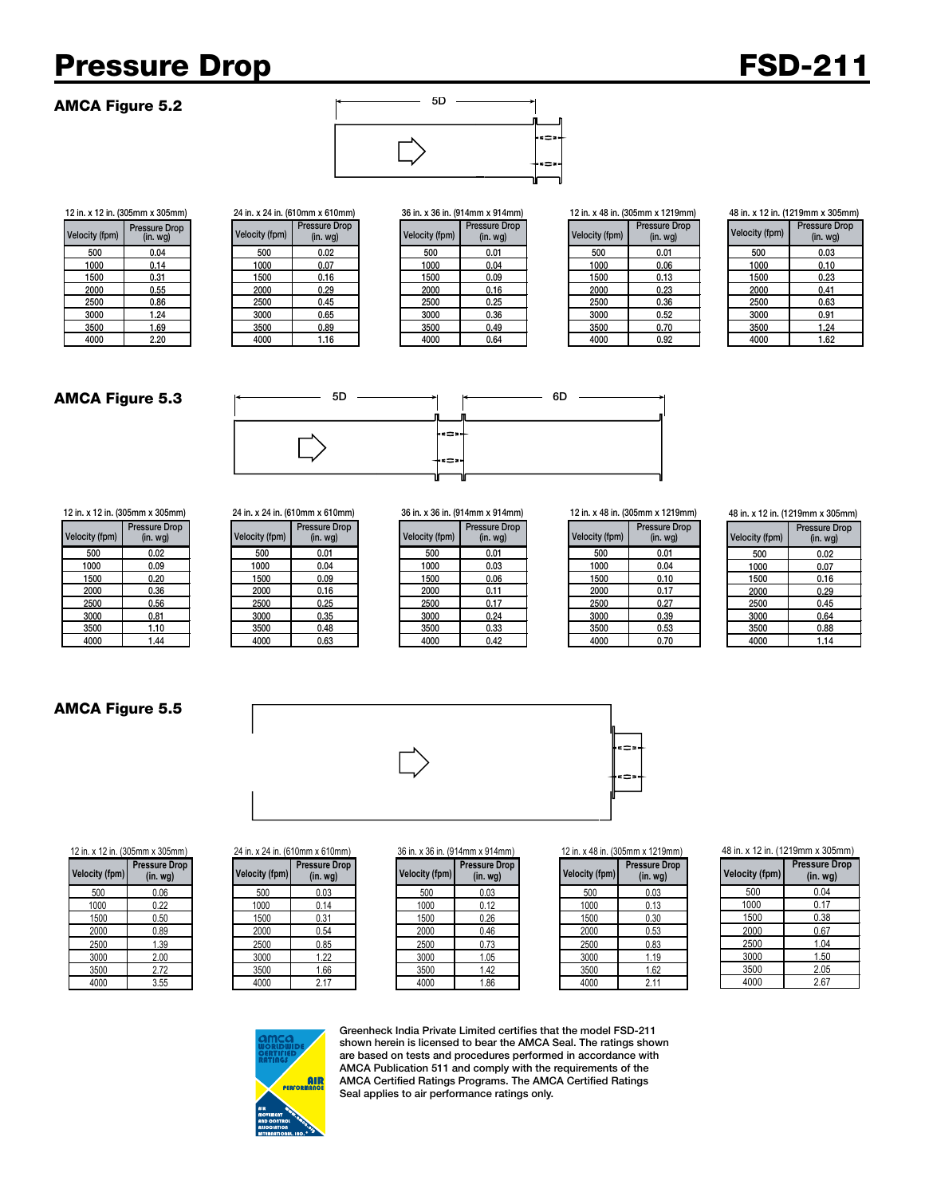# Pressure Drop

## AMCA Figure 5.2

5D

12 in. x 12 in. (305mm x 305mm)

| Velocity (fpm) | Pressure Drop (in. wg) |
|---|---|
| 500 | 0.04 |
| 1000 | 0.14 |
| 1500 | 0.31 |
| 2000 | 0.55 |
| 2500 | 0.86 |
| 3000 | 1.24 |
| 3500 | 1.69 |
| 4000 | 2.20 |

24 in. x 24 in. (610mm x 610mm)

| Velocity (fpm) | Pressure Drop (in. wg) |
|---|---|
| 500 | 0.02 |
| 1000 | 0.07 |
| 1500 | 0.16 |
| 2000 | 0.29 |
| 2500 | 0.45 |
| 3000 | 0.65 |
| 3500 | 0.89 |
| 4000 | 1.16 |

36 in. x 36 in. (914mm x 914mm)

| Velocity (fpm) | Pressure Drop (in. wg) |
|---|---|
| 500 | 0.01 |
| 1000 | 0.04 |
| 1500 | 0.09 |
| 2000 | 0.16 |
| 2500 | 0.25 |
| 3000 | 0.36 |
| 3500 | 0.49 |
| 4000 | 0.64 |

12 in. x 48 in. (305mm x 1219mm)

| Velocity (fpm) | Pressure Drop (in. wg) |
|---|---|
| 500 | 0.01 |
| 1000 | 0.06 |
| 1500 | 0.13 |
| 2000 | 0.23 |
| 2500 | 0.36 |
| 3000 | 0.52 |
| 3500 | 0.70 |
| 4000 | 0.92 |

48 in. x 12 in. (1219mm x 305mm)

| Velocity (fpm) | Pressure Drop (in. wg) |
|---|---|
| 500 | 0.03 |
| 1000 | 0.10 |
| 1500 | 0.23 |
| 2000 | 0.41 |
| 2500 | 0.63 |
| 3000 | 0.91 |
| 3500 | 1.24 |
| 4000 | 1.62 |

## AMCA Figure 5.3

5D 6D

12 in. x 12 in. (305mm x 305mm)

| Velocity (fpm) | Pressure Drop (in. wg) |
|---|---|
| 500 | 0.02 |
| 1000 | 0.09 |
| 1500 | 0.20 |
| 2000 | 0.36 |
| 2500 | 0.56 |
| 3000 | 0.81 |
| 3500 | 1.10 |
| 4000 | 1.44 |

24 in. x 24 in. (610mm x 610mm)

| Velocity (fpm) | Pressure Drop (in. wg) |
|---|---|
| 500 | 0.01 |
| 1000 | 0.04 |
| 1500 | 0.09 |
| 2000 | 0.16 |
| 2500 | 0.25 |
| 3000 | 0.35 |
| 3500 | 0.48 |
| 4000 | 0.63 |

36 in. x 36 in. (914mm x 914mm)

| Velocity (fpm) | Pressure Drop (in. wg) |
|---|---|
| 500 | 0.01 |
| 1000 | 0.03 |
| 1500 | 0.06 |
| 2000 | 0.11 |
| 2500 | 0.17 |
| 3000 | 0.24 |
| 3500 | 0.33 |
| 4000 | 0.42 |

12 in. x 48 in. (305mm x 1219mm)

| Velocity (fpm) | Pressure Drop (in. wg) |
|---|---|
| 500 | 0.01 |
| 1000 | 0.04 |
| 1500 | 0.10 |
| 2000 | 0.17 |
| 2500 | 0.27 |
| 3000 | 0.39 |
| 3500 | 0.53 |
| 4000 | 0.70 |

48 in. x 12 in. (1219mm x 305mm)

| Velocity (fpm) | Pressure Drop (in. wg) |
|---|---|
| 500 | 0.02 |
| 1000 | 0.07 |
| 1500 | 0.16 |
| 2000 | 0.29 |
| 2500 | 0.45 |
| 3000 | 0.64 |
| 3500 | 0.88 |
| 4000 | 1.14 |

## AMCA Figure 5.5

12 in. x 12 in. (305mm x 305mm)

| Velocity (fpm) | Pressure Drop (in. wg) |
|---|---|
| 500 | 0.06 |
| 1000 | 0.22 |
| 1500 | 0.50 |
| 2000 | 0.89 |
| 2500 | 1.39 |
| 3000 | 2.00 |
| 3500 | 2.72 |
| 4000 | 3.55 |

24 in. x 24 in. (610mm x 610mm)

| Velocity (fpm) | Pressure Drop (in. wg) |
|---|---|
| 500 | 0.03 |
| 1000 | 0.14 |
| 1500 | 0.31 |
| 2000 | 0.54 |
| 2500 | 0.85 |
| 3000 | 1.22 |
| 3500 | 1.66 |
| 4000 | 2.17 |

36 in. x 36 in. (914mm x 914mm)

| Velocity (fpm) | Pressure Drop (in. wg) |
|---|---|
| 500 | 0.03 |
| 1000 | 0.12 |
| 1500 | 0.26 |
| 2000 | 0.46 |
| 2500 | 0.73 |
| 3000 | 1.05 |
| 3500 | 1.42 |
| 4000 | 1.86 |

12 in. x 48 in. (305mm x 1219mm)

| Velocity (fpm) | Pressure Drop (in. wg) |
|---|---|
| 500 | 0.03 |
| 1000 | 0.13 |
| 1500 | 0.30 |
| 2000 | 0.53 |
| 2500 | 0.83 |
| 3000 | 1.19 |
| 3500 | 1.62 |
| 4000 | 2.11 |

48 in. x 12 in. (1219mm x 305mm)

| Velocity (fpm) | Pressure Drop (in. wg) |
|---|---|
| 500 | 0.04 |
| 1000 | 0.17 |
| 1500 | 0.38 |
| 2000 | 0.67 |
| 2500 | 1.04 |
| 3000 | 1.50 |
| 3500 | 2.05 |
| 4000 | 2.67 |

Greenheck India Private Limited certifies that the model FSD-211 shown herein is licensed to bear the AMCA Seal. The ratings shown are based on tests and procedures performed in accordance with AMCA Publication 511 and comply with the requirements of the AMCA Certified Ratings Programs. The AMCA Certified Ratings Seal applies to air performance ratings only.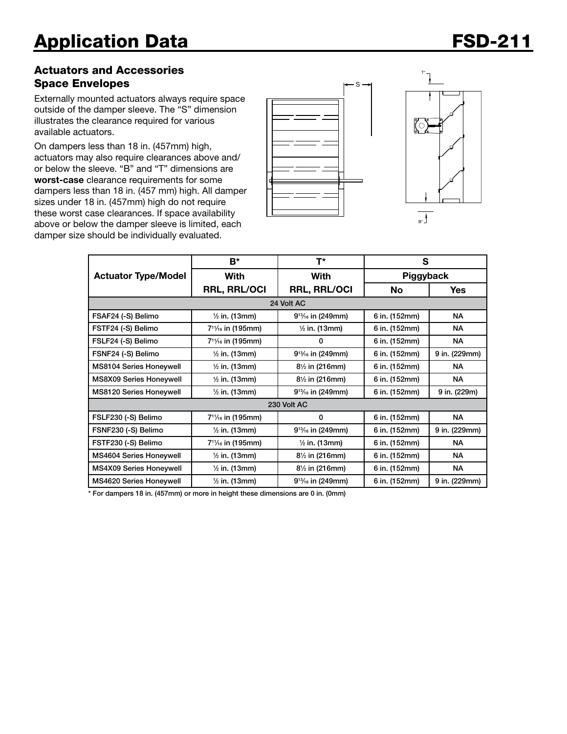# Application Data FSD-211

### Actuators and Accessories Space Envelopes

Externally mounted actuators always require space outside of the damper sleeve. The "S" dimension illustrates the clearance required for various available actuators.

On dampers less than 18 in. (457mm) high, actuators may also require clearances above and/ or below the sleeve. "B" and "T" dimensions are **worst-case** clearance requirements for some dampers less than 18 in. (457 mm) high. All damper sizes under 18 in. (457mm) high do not require these worst case clearances. If space availability above or below the damper sleeve is limited, each damper size should be individually evaluated.

| Actuator Type/Model | B* | T* | S | |
|---|---|---|---|---|
| | With | With | Piggyback | |
| | RRL, RRL/OCI | RRL, RRL/OCI | No | Yes |
| **24 Volt AC** | | | | |
| FSAF24 (-S) Belimo | ½ in. (13mm) | 9¹³⁄₁₆ in (249mm) | 6 in. (152mm) | NA |
| FSTF24 (-S) Belimo | 7¹¹⁄₁₆ in (195mm) | ½ in. (13mm) | 6 in. (152mm) | NA |
| FSLF24 (-S) Belimo | 7¹¹⁄₁₆ in (195mm) | 0 | 6 in. (152mm) | NA |
| FSNF24 (-S) Belimo | ½ in. (13mm) | 9¹³⁄₁₆ in (249mm) | 6 in. (152mm) | 9 in. (229mm) |
| MS8104 Series Honeywell | ½ in. (13mm) | 8½ in (216mm) | 6 in. (152mm) | NA |
| MS8X09 Series Honeywell | ½ in. (13mm) | 8½ in (216mm) | 6 in. (152mm) | NA |
| MS8120 Series Honeywell | ½ in. (13mm) | 9¹³⁄₁₆ in (249mm) | 6 in. (152mm) | 9 in. (229m) |
| **230 Volt AC** | | | | |
| FSLF230 (-S) Belimo | 7¹¹⁄₁₆ in (195mm) | 0 | 6 in. (152mm) | NA |
| FSNF230 (-S) Belimo | ½ in. (13mm) | 9¹³⁄₁₆ in (249mm) | 6 in. (152mm) | 9 in. (229mm) |
| FSTF230 (-S) Belimo | 7¹¹⁄₁₆ in (195mm) | ½ in. (13mm) | 6 in. (152mm) | NA |
| MS4604 Series Honeywell | ½ in. (13mm) | 8½ in (216mm) | 6 in. (152mm) | NA |
| MS4X09 Series Honeywell | ½ in. (13mm) | 8½ in (216mm) | 6 in. (152mm) | NA |
| MS4620 Series Honeywell | ½ in. (13mm) | 9¹³⁄₁₆ in (249mm) | 6 in. (152mm) | 9 in. (229mm) |

* For dampers 18 in. (457mm) or more in height these dimensions are 0 in. (0mm)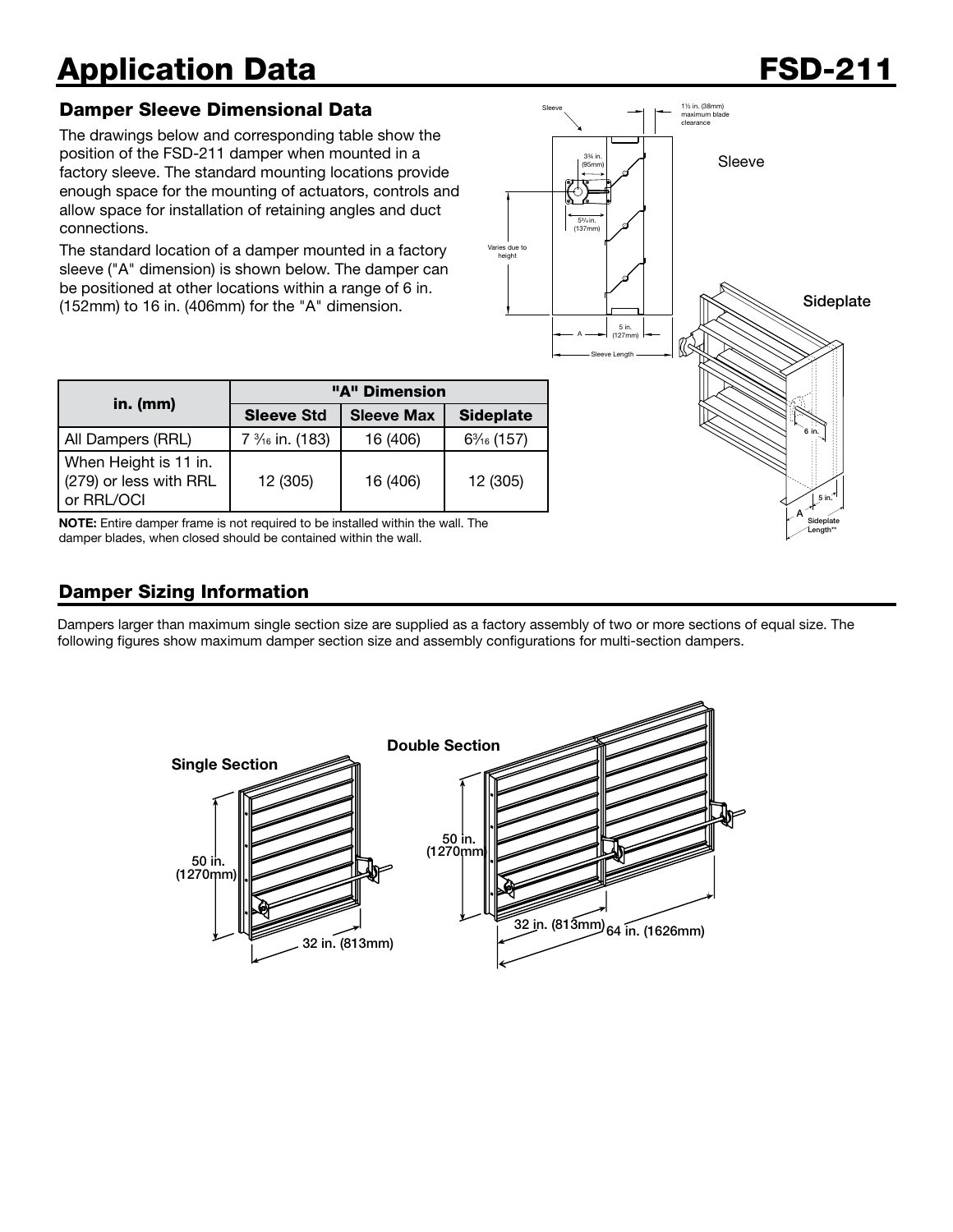# Application Data FSD-211

### Damper Sleeve Dimensional Data

The drawings below and corresponding table show the position of the FSD-211 damper when mounted in a factory sleeve. The standard mounting locations provide enough space for the mounting of actuators, controls and allow space for installation of retaining angles and duct connections.

The standard location of a damper mounted in a factory sleeve ("A" dimension) is shown below. The damper can be positioned at other locations within a range of 6 in. (152mm) to 16 in. (406mm) for the "A" dimension.

| in. (mm) | "A" Dimension | | |
|---|---|---|---|
| | Sleeve Std | Sleeve Max | Sideplate |
| All Dampers (RRL) | 7 3⁄16 in. (183) | 16 (406) | 63⁄16 (157) |
| When Height is 11 in. (279) or less with RRL or RRL/OCI | 12 (305) | 16 (406) | 12 (305) |

**NOTE:** Entire damper frame is not required to be installed within the wall. The damper blades, when closed should be contained within the wall.

### Damper Sizing Information

Dampers larger than maximum single section size are supplied as a factory assembly of two or more sections of equal size. The following figures show maximum damper section size and assembly configurations for multi-section dampers.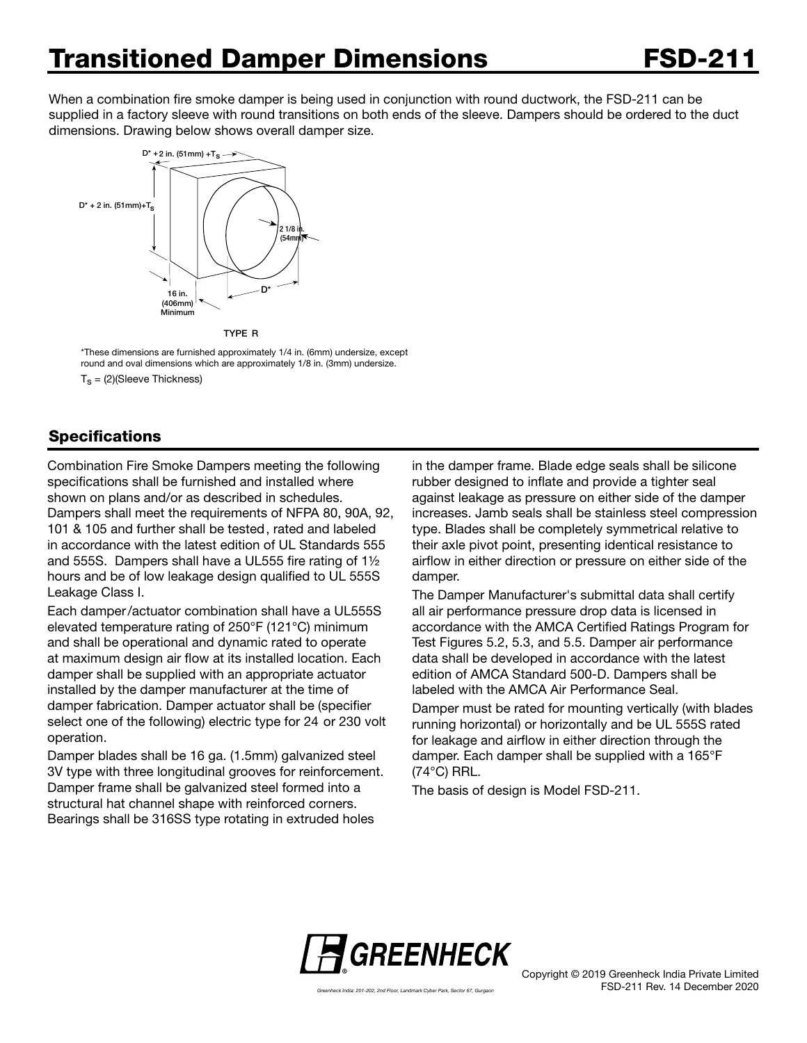# Transitioned Damper Dimensions FSD-211

When a combination fire smoke damper is being used in conjunction with round ductwork, the FSD-211 can be supplied in a factory sleeve with round transitions on both ends of the sleeve. Dampers should be ordered to the duct dimensions. Drawing below shows overall damper size.

D* + 2 in. (51mm) + $T_S$

D* + 2 in. (51mm)+$T_S$

2 1/8 in. (54mm)

D*

16 in. (406mm) Minimum

TYPE R

*These dimensions are furnished approximately 1/4 in. (6mm) undersize, except round and oval dimensions which are approximately 1/8 in. (3mm) undersize.

$T_S$ = (2)(Sleeve Thickness)

## Specifications

Combination Fire Smoke Dampers meeting the following specifications shall be furnished and installed where shown on plans and/or as described in schedules. Dampers shall meet the requirements of NFPA 80, 90A, 92, 101 & 105 and further shall be tested, rated and labeled in accordance with the latest edition of UL Standards 555 and 555S. Dampers shall have a UL555 fire rating of 1½ hours and be of low leakage design qualified to UL 555S Leakage Class I.

Each damper/actuator combination shall have a UL555S elevated temperature rating of 250°F (121°C) minimum and shall be operational and dynamic rated to operate at maximum design air flow at its installed location. Each damper shall be supplied with an appropriate actuator installed by the damper manufacturer at the time of damper fabrication. Damper actuator shall be (specifier select one of the following) electric type for 24 or 230 volt operation.

Damper blades shall be 16 ga. (1.5mm) galvanized steel 3V type with three longitudinal grooves for reinforcement. Damper frame shall be galvanized steel formed into a structural hat channel shape with reinforced corners. Bearings shall be 316SS type rotating in extruded holes in the damper frame. Blade edge seals shall be silicone rubber designed to inflate and provide a tighter seal against leakage as pressure on either side of the damper increases. Jamb seals shall be stainless steel compression type. Blades shall be completely symmetrical relative to their axle pivot point, presenting identical resistance to airflow in either direction or pressure on either side of the damper.

The Damper Manufacturer's submittal data shall certify all air performance pressure drop data is licensed in accordance with the AMCA Certified Ratings Program for Test Figures 5.2, 5.3, and 5.5. Damper air performance data shall be developed in accordance with the latest edition of AMCA Standard 500-D. Dampers shall be labeled with the AMCA Air Performance Seal.

Damper must be rated for mounting vertically (with blades running horizontal) or horizontally and be UL 555S rated for leakage and airflow in either direction through the damper. Each damper shall be supplied with a 165°F (74°C) RRL.

The basis of design is Model FSD-211.

Greenheck India: 201-202, 2nd Floor, Landmark Cyber Park, Sector 67, Gurgaon

Copyright © 2019 Greenheck India Private Limited
FSD-211 Rev. 14 December 2020